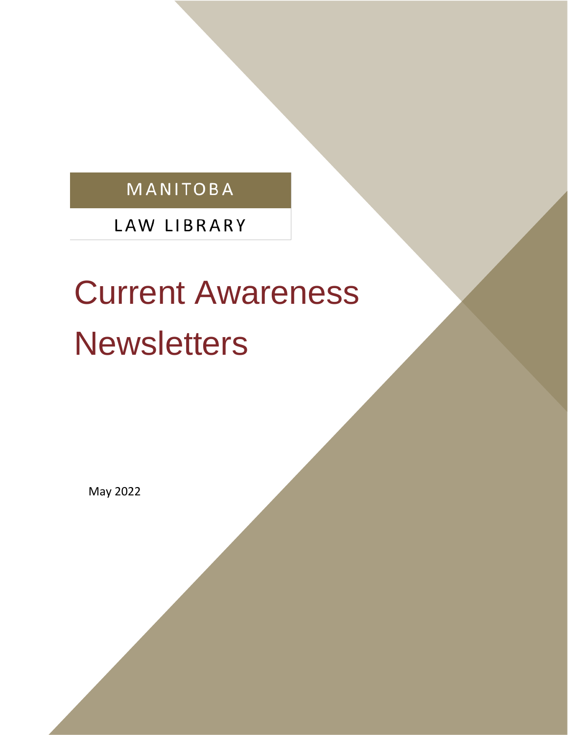MANITOBA

LAW LIBRARY

# Current Awareness Newsletters

May 2022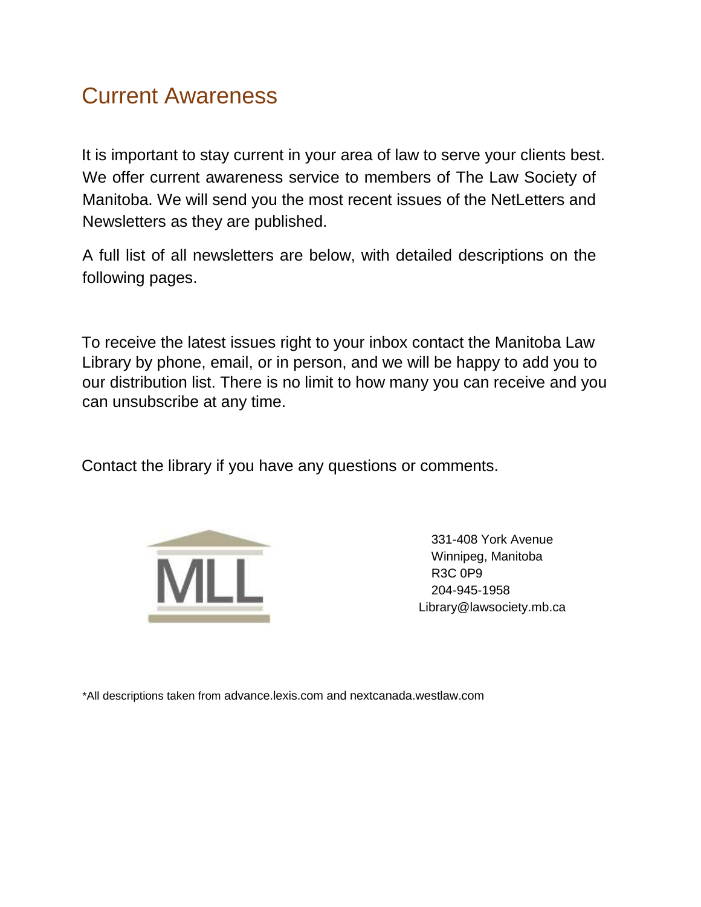# Current Awareness

It is important to stay current in your area of law to serve your clients best. We offer current awareness service to members of The Law Society of Manitoba. We will send you the most recent issues of the NetLetters and Newsletters as they are published.

A full list of all newsletters are below, with detailed descriptions on the following pages.

To receive the latest issues right to your inbox contact the Manitoba Law Library by phone, email, or in person, and we will be happy to add you to our distribution list. There is no limit to how many you can receive and you can unsubscribe at any time.

Contact the library if you have any questions or comments.

MLL

331-408 York Avenue
Winnipeg, Manitoba
R3C 0P9
204-945-1958
Library@lawsociety.mb.ca

*All descriptions taken from advance.lexis.com and nextcanada.westlaw.com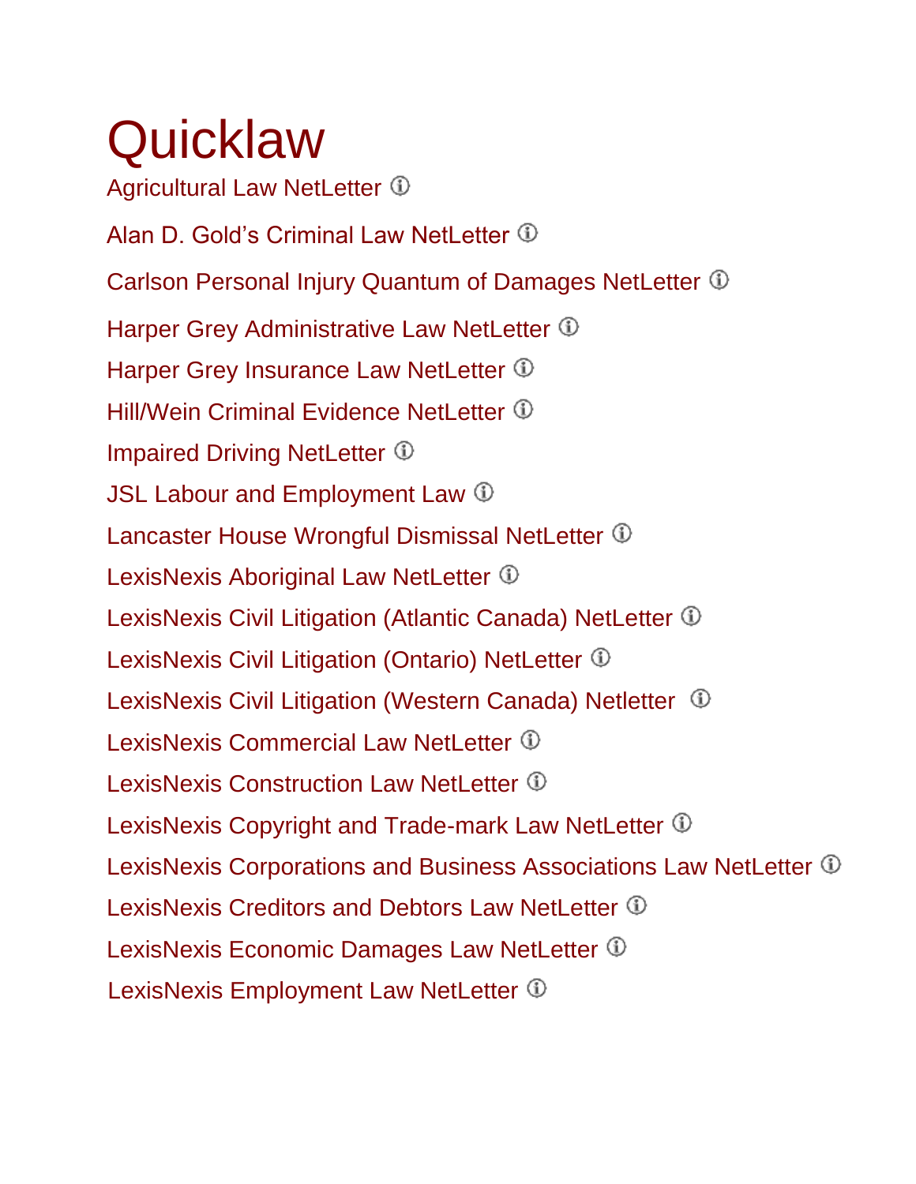# Quicklaw

Agricultural Law NetLetter ⓘ

Alan D. Gold's Criminal Law NetLetter ⓘ

Carlson Personal Injury Quantum of Damages NetLetter ⓘ

Harper Grey Administrative Law NetLetter ⓘ

Harper Grey Insurance Law NetLetter ⓘ

Hill/Wein Criminal Evidence NetLetter ⓘ

Impaired Driving NetLetter ⓘ

JSL Labour and Employment Law ⓘ

Lancaster House Wrongful Dismissal NetLetter ⓘ

LexisNexis Aboriginal Law NetLetter ⓘ

LexisNexis Civil Litigation (Atlantic Canada) NetLetter ⓘ

LexisNexis Civil Litigation (Ontario) NetLetter ⓘ

LexisNexis Civil Litigation (Western Canada) Netletter ⓘ

LexisNexis Commercial Law NetLetter ⓘ

LexisNexis Construction Law NetLetter ⓘ

LexisNexis Copyright and Trade-mark Law NetLetter ⓘ

LexisNexis Corporations and Business Associations Law NetLetter ⓘ

LexisNexis Creditors and Debtors Law NetLetter ⓘ

LexisNexis Economic Damages Law NetLetter ⓘ

LexisNexis Employment Law NetLetter ⓘ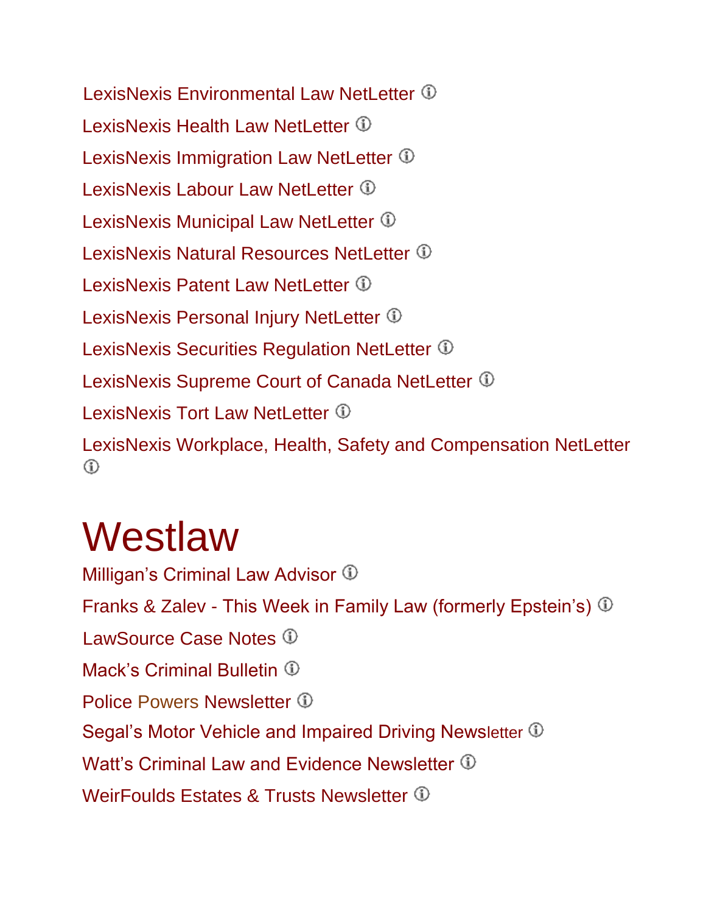LexisNexis Environmental Law NetLetter ⓘ

LexisNexis Health Law NetLetter ⓘ

LexisNexis Immigration Law NetLetter ⓘ

LexisNexis Labour Law NetLetter ⓘ

LexisNexis Municipal Law NetLetter ⓘ

LexisNexis Natural Resources NetLetter ⓘ

LexisNexis Patent Law NetLetter ⓘ

LexisNexis Personal Injury NetLetter ⓘ

LexisNexis Securities Regulation NetLetter ⓘ

LexisNexis Supreme Court of Canada NetLetter ⓘ

LexisNexis Tort Law NetLetter ⓘ

LexisNexis Workplace, Health, Safety and Compensation NetLetter ⓘ

# Westlaw

Milligan's Criminal Law Advisor ⓘ

Franks & Zalev - This Week in Family Law (formerly Epstein's) ⓘ

LawSource Case Notes ⓘ

Mack's Criminal Bulletin ⓘ

Police Powers Newsletter ⓘ

Segal's Motor Vehicle and Impaired Driving Newsletter ⓘ

Watt's Criminal Law and Evidence Newsletter ⓘ

WeirFoulds Estates & Trusts Newsletter ⓘ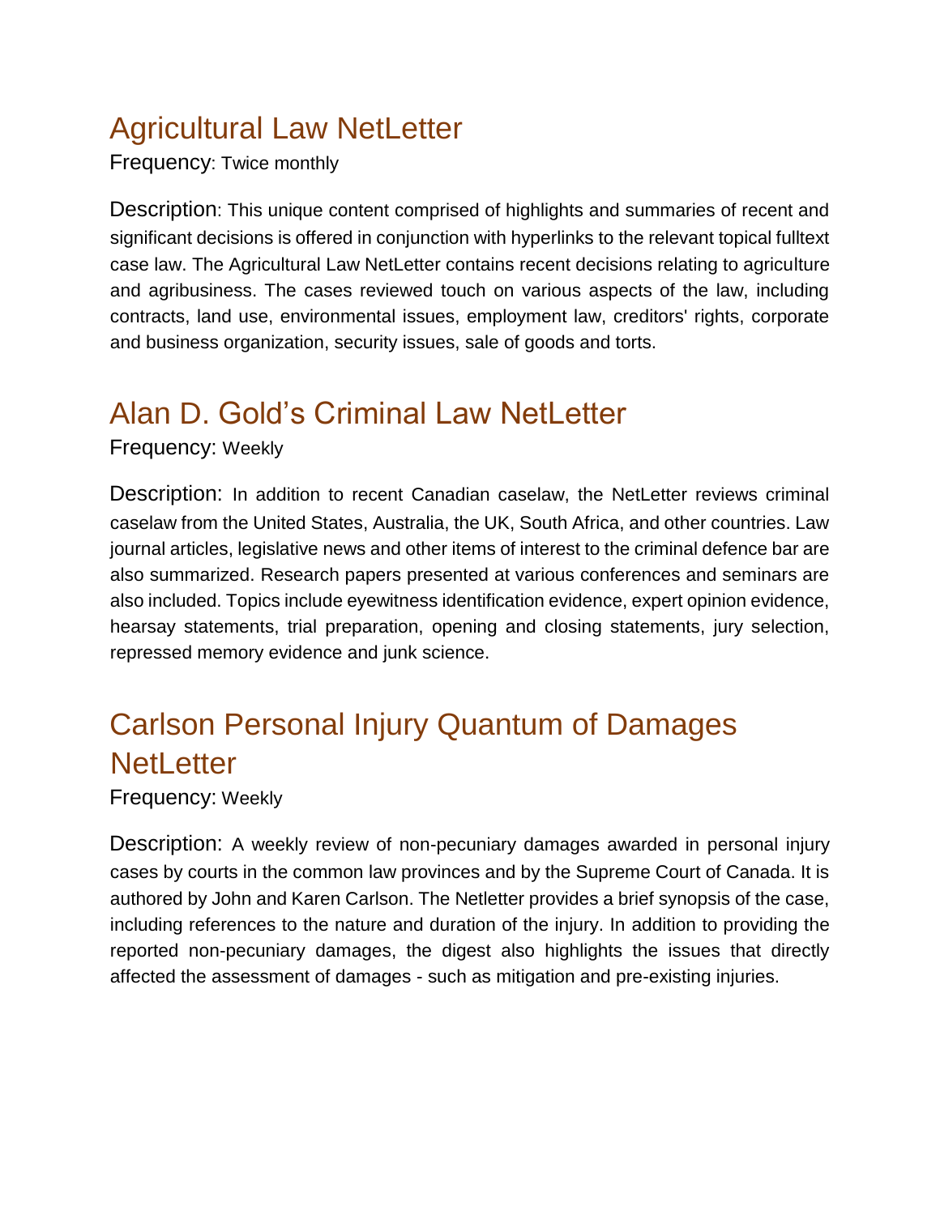## Agricultural Law NetLetter

Frequency: Twice monthly

Description: This unique content comprised of highlights and summaries of recent and significant decisions is offered in conjunction with hyperlinks to the relevant topical fulltext case law. The Agricultural Law NetLetter contains recent decisions relating to agriculture and agribusiness. The cases reviewed touch on various aspects of the law, including contracts, land use, environmental issues, employment law, creditors' rights, corporate and business organization, security issues, sale of goods and torts.

## Alan D. Gold's Criminal Law NetLetter

Frequency: Weekly

Description: In addition to recent Canadian caselaw, the NetLetter reviews criminal caselaw from the United States, Australia, the UK, South Africa, and other countries. Law journal articles, legislative news and other items of interest to the criminal defence bar are also summarized. Research papers presented at various conferences and seminars are also included. Topics include eyewitness identification evidence, expert opinion evidence, hearsay statements, trial preparation, opening and closing statements, jury selection, repressed memory evidence and junk science.

## Carlson Personal Injury Quantum of Damages NetLetter

Frequency: Weekly

Description: A weekly review of non-pecuniary damages awarded in personal injury cases by courts in the common law provinces and by the Supreme Court of Canada. It is authored by John and Karen Carlson. The Netletter provides a brief synopsis of the case, including references to the nature and duration of the injury. In addition to providing the reported non-pecuniary damages, the digest also highlights the issues that directly affected the assessment of damages - such as mitigation and pre-existing injuries.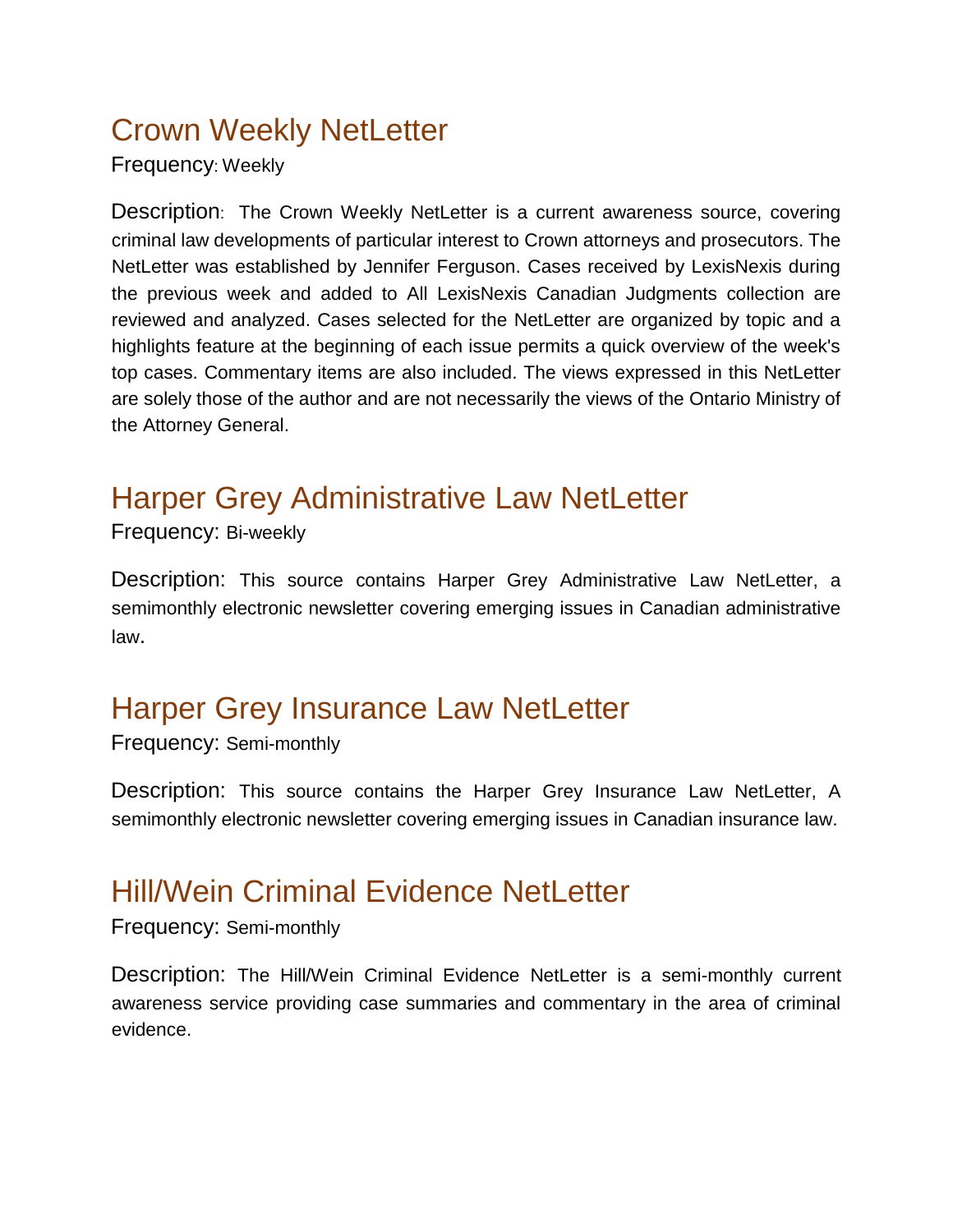## Crown Weekly NetLetter

Frequency: Weekly

Description: The Crown Weekly NetLetter is a current awareness source, covering criminal law developments of particular interest to Crown attorneys and prosecutors. The NetLetter was established by Jennifer Ferguson. Cases received by LexisNexis during the previous week and added to All LexisNexis Canadian Judgments collection are reviewed and analyzed. Cases selected for the NetLetter are organized by topic and a highlights feature at the beginning of each issue permits a quick overview of the week's top cases. Commentary items are also included. The views expressed in this NetLetter are solely those of the author and are not necessarily the views of the Ontario Ministry of the Attorney General.

## Harper Grey Administrative Law NetLetter

Frequency: Bi-weekly

Description: This source contains Harper Grey Administrative Law NetLetter, a semimonthly electronic newsletter covering emerging issues in Canadian administrative law.

## Harper Grey Insurance Law NetLetter

Frequency: Semi-monthly

Description: This source contains the Harper Grey Insurance Law NetLetter, A semimonthly electronic newsletter covering emerging issues in Canadian insurance law.

## Hill/Wein Criminal Evidence NetLetter

Frequency: Semi-monthly

Description: The Hill/Wein Criminal Evidence NetLetter is a semi-monthly current awareness service providing case summaries and commentary in the area of criminal evidence.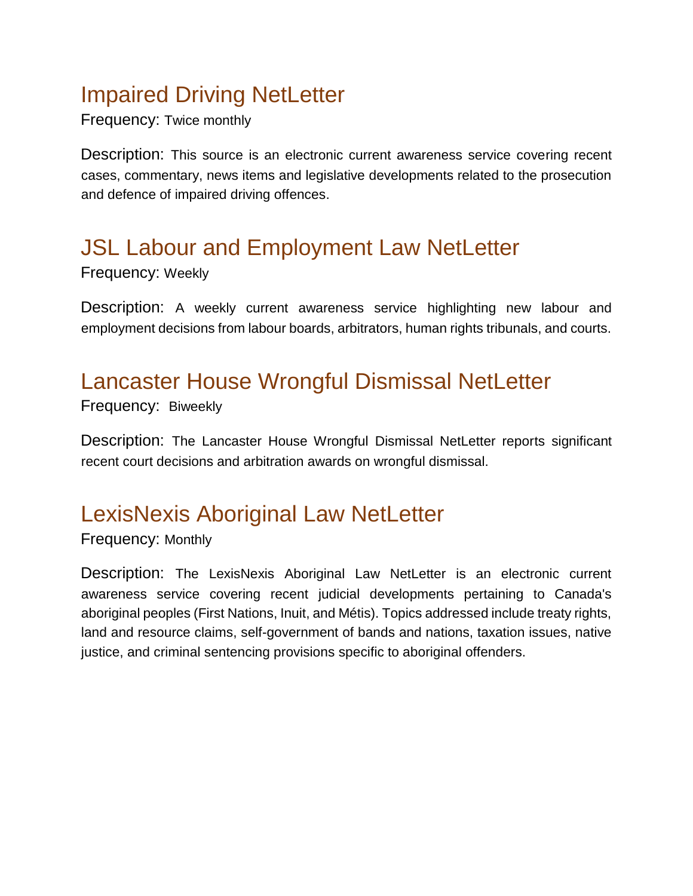## Impaired Driving NetLetter

Frequency: Twice monthly

Description: This source is an electronic current awareness service covering recent cases, commentary, news items and legislative developments related to the prosecution and defence of impaired driving offences.

## JSL Labour and Employment Law NetLetter

Frequency: Weekly

Description: A weekly current awareness service highlighting new labour and employment decisions from labour boards, arbitrators, human rights tribunals, and courts.

## Lancaster House Wrongful Dismissal NetLetter

Frequency: Biweekly

Description: The Lancaster House Wrongful Dismissal NetLetter reports significant recent court decisions and arbitration awards on wrongful dismissal.

## LexisNexis Aboriginal Law NetLetter

Frequency: Monthly

Description: The LexisNexis Aboriginal Law NetLetter is an electronic current awareness service covering recent judicial developments pertaining to Canada's aboriginal peoples (First Nations, Inuit, and Métis). Topics addressed include treaty rights, land and resource claims, self-government of bands and nations, taxation issues, native justice, and criminal sentencing provisions specific to aboriginal offenders.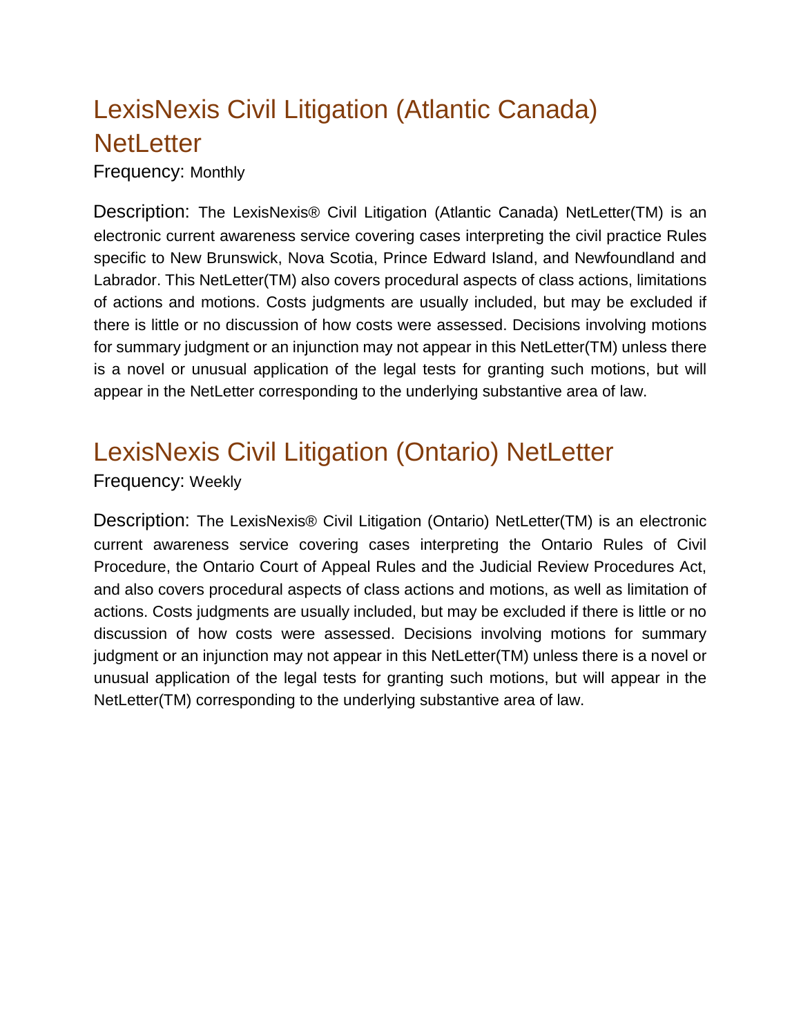## LexisNexis Civil Litigation (Atlantic Canada) NetLetter

Frequency: Monthly

Description: The LexisNexis® Civil Litigation (Atlantic Canada) NetLetter(TM) is an electronic current awareness service covering cases interpreting the civil practice Rules specific to New Brunswick, Nova Scotia, Prince Edward Island, and Newfoundland and Labrador. This NetLetter(TM) also covers procedural aspects of class actions, limitations of actions and motions. Costs judgments are usually included, but may be excluded if there is little or no discussion of how costs were assessed. Decisions involving motions for summary judgment or an injunction may not appear in this NetLetter(TM) unless there is a novel or unusual application of the legal tests for granting such motions, but will appear in the NetLetter corresponding to the underlying substantive area of law.

## LexisNexis Civil Litigation (Ontario) NetLetter

Frequency: Weekly

Description: The LexisNexis® Civil Litigation (Ontario) NetLetter(TM) is an electronic current awareness service covering cases interpreting the Ontario Rules of Civil Procedure, the Ontario Court of Appeal Rules and the Judicial Review Procedures Act, and also covers procedural aspects of class actions and motions, as well as limitation of actions. Costs judgments are usually included, but may be excluded if there is little or no discussion of how costs were assessed. Decisions involving motions for summary judgment or an injunction may not appear in this NetLetter(TM) unless there is a novel or unusual application of the legal tests for granting such motions, but will appear in the NetLetter(TM) corresponding to the underlying substantive area of law.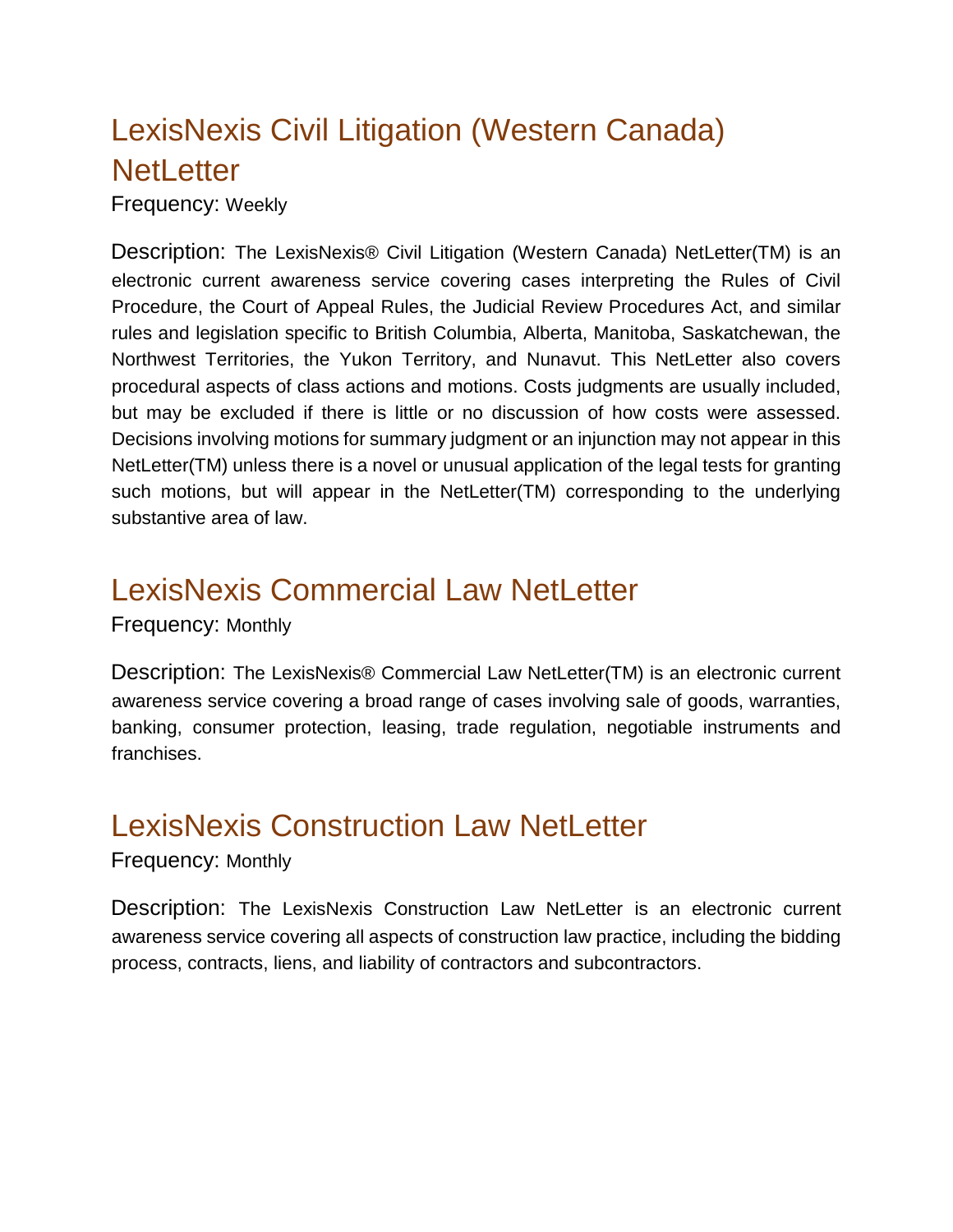## LexisNexis Civil Litigation (Western Canada) NetLetter

Frequency: Weekly

Description: The LexisNexis® Civil Litigation (Western Canada) NetLetter(TM) is an electronic current awareness service covering cases interpreting the Rules of Civil Procedure, the Court of Appeal Rules, the Judicial Review Procedures Act, and similar rules and legislation specific to British Columbia, Alberta, Manitoba, Saskatchewan, the Northwest Territories, the Yukon Territory, and Nunavut. This NetLetter also covers procedural aspects of class actions and motions. Costs judgments are usually included, but may be excluded if there is little or no discussion of how costs were assessed. Decisions involving motions for summary judgment or an injunction may not appear in this NetLetter(TM) unless there is a novel or unusual application of the legal tests for granting such motions, but will appear in the NetLetter(TM) corresponding to the underlying substantive area of law.

## LexisNexis Commercial Law NetLetter

Frequency: Monthly

Description: The LexisNexis® Commercial Law NetLetter(TM) is an electronic current awareness service covering a broad range of cases involving sale of goods, warranties, banking, consumer protection, leasing, trade regulation, negotiable instruments and franchises.

## LexisNexis Construction Law NetLetter

Frequency: Monthly

Description: The LexisNexis Construction Law NetLetter is an electronic current awareness service covering all aspects of construction law practice, including the bidding process, contracts, liens, and liability of contractors and subcontractors.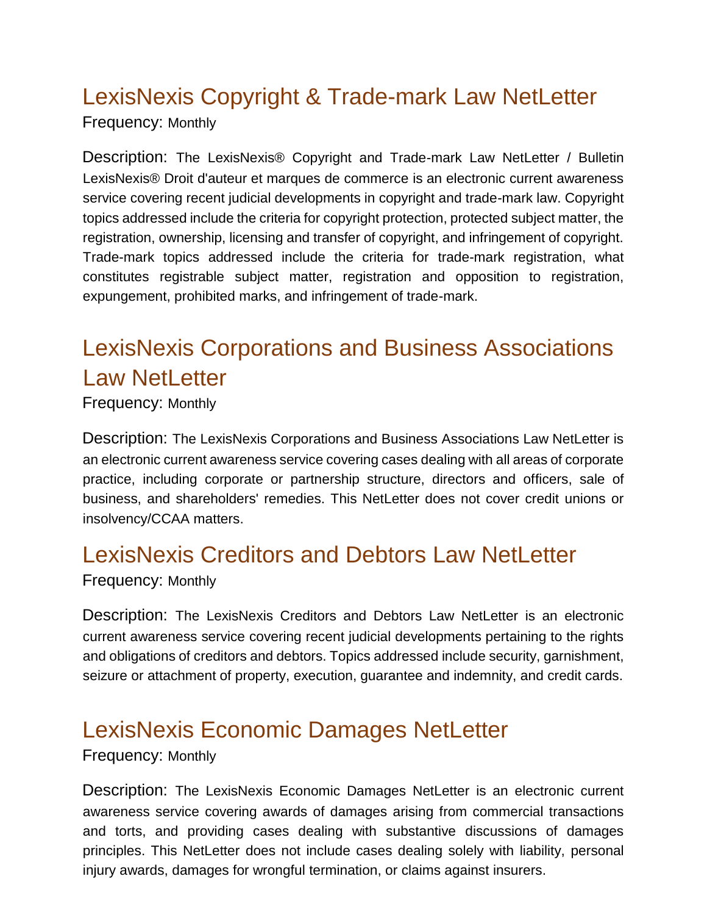## LexisNexis Copyright & Trade-mark Law NetLetter

Frequency: Monthly

Description: The LexisNexis® Copyright and Trade-mark Law NetLetter / Bulletin LexisNexis® Droit d'auteur et marques de commerce is an electronic current awareness service covering recent judicial developments in copyright and trade-mark law. Copyright topics addressed include the criteria for copyright protection, protected subject matter, the registration, ownership, licensing and transfer of copyright, and infringement of copyright. Trade-mark topics addressed include the criteria for trade-mark registration, what constitutes registrable subject matter, registration and opposition to registration, expungement, prohibited marks, and infringement of trade-mark.

## LexisNexis Corporations and Business Associations Law NetLetter

Frequency: Monthly

Description: The LexisNexis Corporations and Business Associations Law NetLetter is an electronic current awareness service covering cases dealing with all areas of corporate practice, including corporate or partnership structure, directors and officers, sale of business, and shareholders' remedies. This NetLetter does not cover credit unions or insolvency/CCAA matters.

## LexisNexis Creditors and Debtors Law NetLetter

Frequency: Monthly

Description: The LexisNexis Creditors and Debtors Law NetLetter is an electronic current awareness service covering recent judicial developments pertaining to the rights and obligations of creditors and debtors. Topics addressed include security, garnishment, seizure or attachment of property, execution, guarantee and indemnity, and credit cards.

## LexisNexis Economic Damages NetLetter

Frequency: Monthly

Description: The LexisNexis Economic Damages NetLetter is an electronic current awareness service covering awards of damages arising from commercial transactions and torts, and providing cases dealing with substantive discussions of damages principles. This NetLetter does not include cases dealing solely with liability, personal injury awards, damages for wrongful termination, or claims against insurers.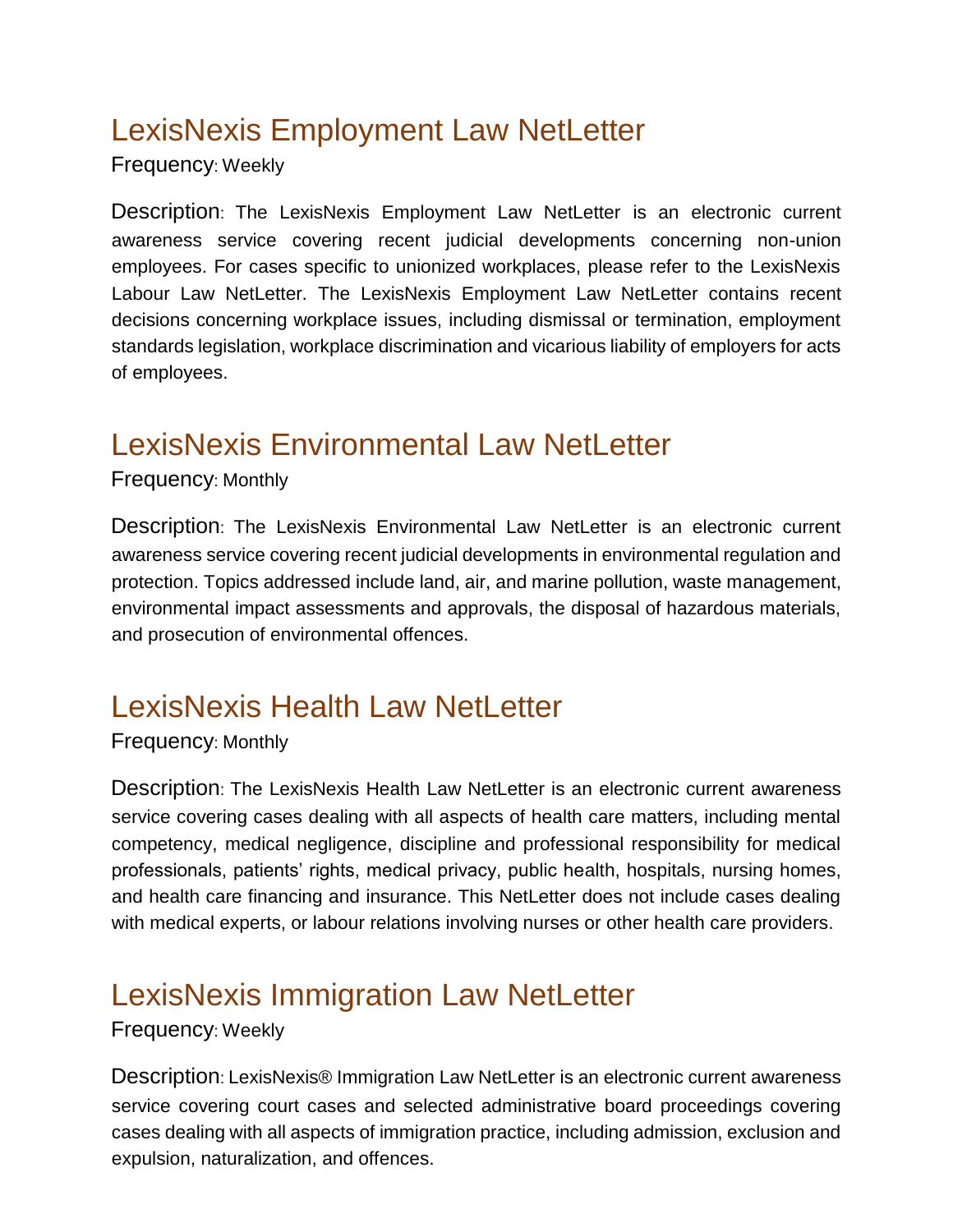## LexisNexis Employment Law NetLetter

Frequency: Weekly

Description: The LexisNexis Employment Law NetLetter is an electronic current awareness service covering recent judicial developments concerning non-union employees. For cases specific to unionized workplaces, please refer to the LexisNexis Labour Law NetLetter. The LexisNexis Employment Law NetLetter contains recent decisions concerning workplace issues, including dismissal or termination, employment standards legislation, workplace discrimination and vicarious liability of employers for acts of employees.

## LexisNexis Environmental Law NetLetter

Frequency: Monthly

Description: The LexisNexis Environmental Law NetLetter is an electronic current awareness service covering recent judicial developments in environmental regulation and protection. Topics addressed include land, air, and marine pollution, waste management, environmental impact assessments and approvals, the disposal of hazardous materials, and prosecution of environmental offences.

## LexisNexis Health Law NetLetter

Frequency: Monthly

Description: The LexisNexis Health Law NetLetter is an electronic current awareness service covering cases dealing with all aspects of health care matters, including mental competency, medical negligence, discipline and professional responsibility for medical professionals, patients' rights, medical privacy, public health, hospitals, nursing homes, and health care financing and insurance. This NetLetter does not include cases dealing with medical experts, or labour relations involving nurses or other health care providers.

## LexisNexis Immigration Law NetLetter

Frequency: Weekly

Description: LexisNexis® Immigration Law NetLetter is an electronic current awareness service covering court cases and selected administrative board proceedings covering cases dealing with all aspects of immigration practice, including admission, exclusion and expulsion, naturalization, and offences.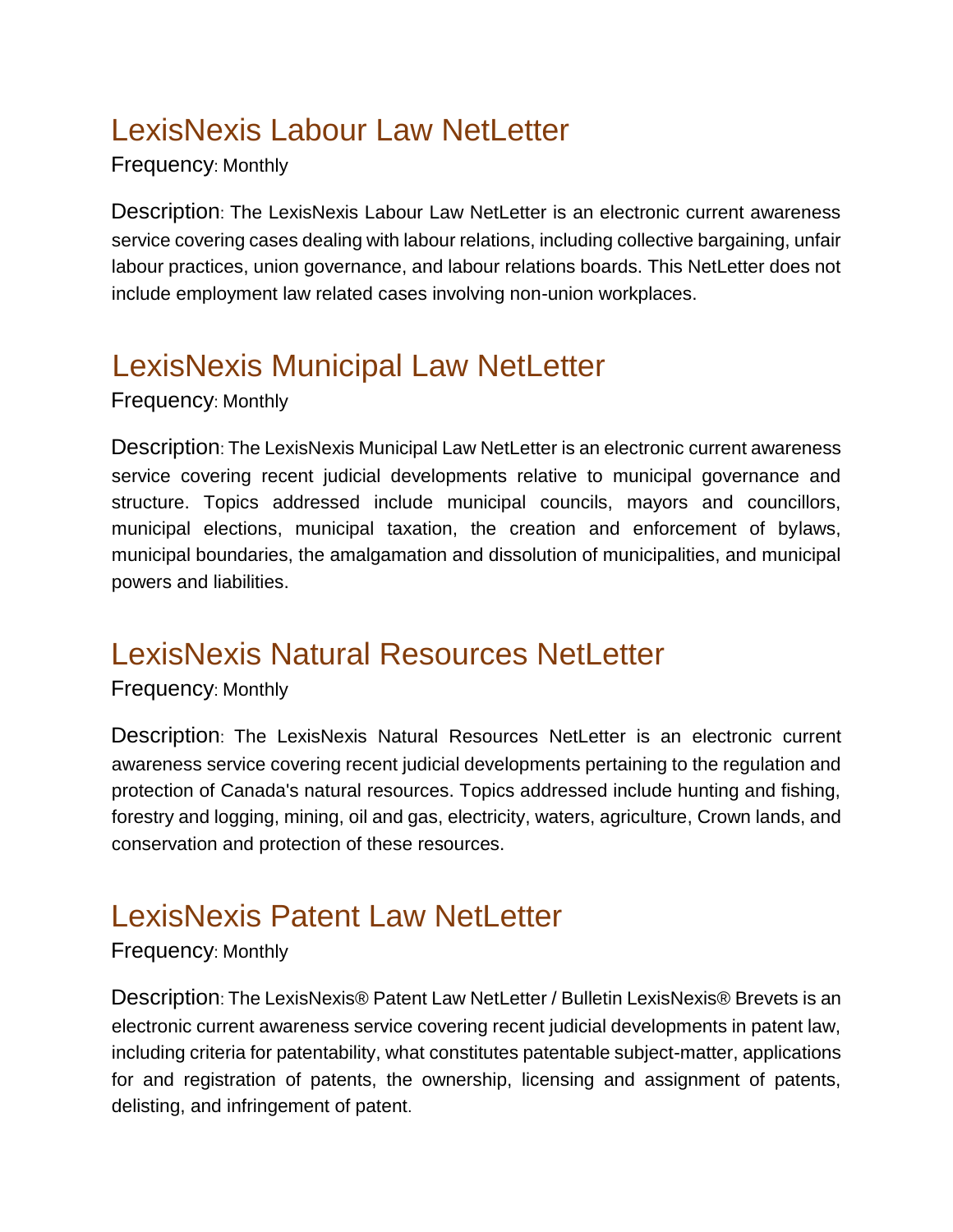## LexisNexis Labour Law NetLetter

Frequency: Monthly

Description: The LexisNexis Labour Law NetLetter is an electronic current awareness service covering cases dealing with labour relations, including collective bargaining, unfair labour practices, union governance, and labour relations boards. This NetLetter does not include employment law related cases involving non-union workplaces.

## LexisNexis Municipal Law NetLetter

Frequency: Monthly

Description: The LexisNexis Municipal Law NetLetter is an electronic current awareness service covering recent judicial developments relative to municipal governance and structure. Topics addressed include municipal councils, mayors and councillors, municipal elections, municipal taxation, the creation and enforcement of bylaws, municipal boundaries, the amalgamation and dissolution of municipalities, and municipal powers and liabilities.

## LexisNexis Natural Resources NetLetter

Frequency: Monthly

Description: The LexisNexis Natural Resources NetLetter is an electronic current awareness service covering recent judicial developments pertaining to the regulation and protection of Canada's natural resources. Topics addressed include hunting and fishing, forestry and logging, mining, oil and gas, electricity, waters, agriculture, Crown lands, and conservation and protection of these resources.

## LexisNexis Patent Law NetLetter

Frequency: Monthly

Description: The LexisNexis® Patent Law NetLetter / Bulletin LexisNexis® Brevets is an electronic current awareness service covering recent judicial developments in patent law, including criteria for patentability, what constitutes patentable subject-matter, applications for and registration of patents, the ownership, licensing and assignment of patents, delisting, and infringement of patent.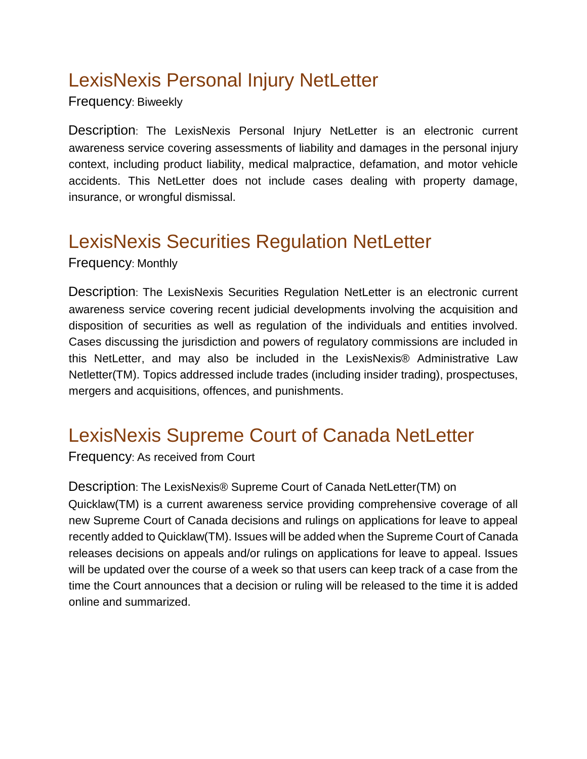## LexisNexis Personal Injury NetLetter

Frequency: Biweekly

Description: The LexisNexis Personal Injury NetLetter is an electronic current awareness service covering assessments of liability and damages in the personal injury context, including product liability, medical malpractice, defamation, and motor vehicle accidents. This NetLetter does not include cases dealing with property damage, insurance, or wrongful dismissal.

## LexisNexis Securities Regulation NetLetter

Frequency: Monthly

Description: The LexisNexis Securities Regulation NetLetter is an electronic current awareness service covering recent judicial developments involving the acquisition and disposition of securities as well as regulation of the individuals and entities involved. Cases discussing the jurisdiction and powers of regulatory commissions are included in this NetLetter, and may also be included in the LexisNexis® Administrative Law Netletter(TM). Topics addressed include trades (including insider trading), prospectuses, mergers and acquisitions, offences, and punishments.

## LexisNexis Supreme Court of Canada NetLetter

Frequency: As received from Court

Description: The LexisNexis® Supreme Court of Canada NetLetter(TM) on Quicklaw(TM) is a current awareness service providing comprehensive coverage of all new Supreme Court of Canada decisions and rulings on applications for leave to appeal recently added to Quicklaw(TM). Issues will be added when the Supreme Court of Canada releases decisions on appeals and/or rulings on applications for leave to appeal. Issues will be updated over the course of a week so that users can keep track of a case from the time the Court announces that a decision or ruling will be released to the time it is added online and summarized.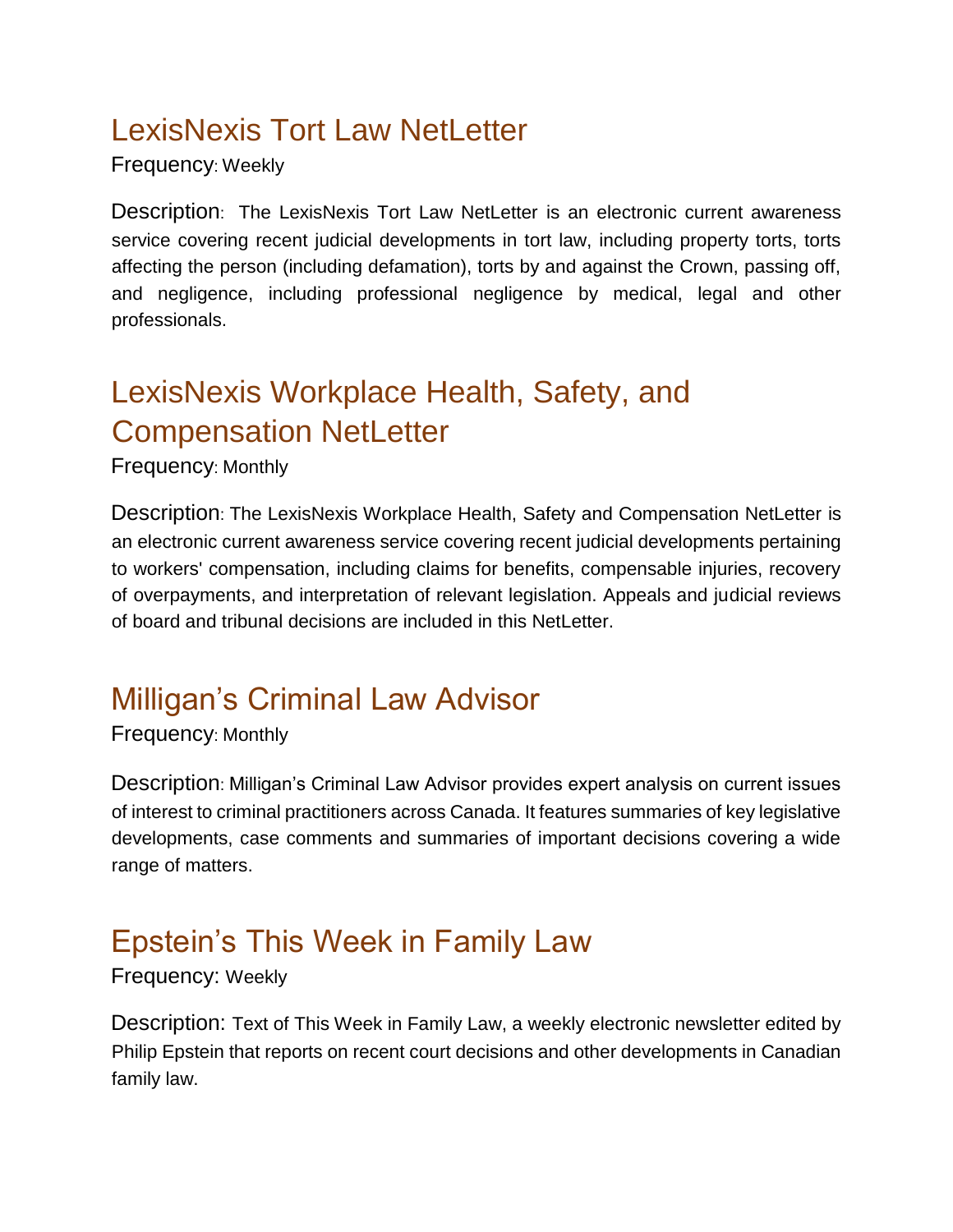## LexisNexis Tort Law NetLetter

Frequency: Weekly

Description: The LexisNexis Tort Law NetLetter is an electronic current awareness service covering recent judicial developments in tort law, including property torts, torts affecting the person (including defamation), torts by and against the Crown, passing off, and negligence, including professional negligence by medical, legal and other professionals.

## LexisNexis Workplace Health, Safety, and Compensation NetLetter

Frequency: Monthly

Description: The LexisNexis Workplace Health, Safety and Compensation NetLetter is an electronic current awareness service covering recent judicial developments pertaining to workers' compensation, including claims for benefits, compensable injuries, recovery of overpayments, and interpretation of relevant legislation. Appeals and judicial reviews of board and tribunal decisions are included in this NetLetter.

## Milligan's Criminal Law Advisor

Frequency: Monthly

Description: Milligan's Criminal Law Advisor provides expert analysis on current issues of interest to criminal practitioners across Canada. It features summaries of key legislative developments, case comments and summaries of important decisions covering a wide range of matters.

## Epstein's This Week in Family Law

Frequency: Weekly

Description: Text of This Week in Family Law, a weekly electronic newsletter edited by Philip Epstein that reports on recent court decisions and other developments in Canadian family law.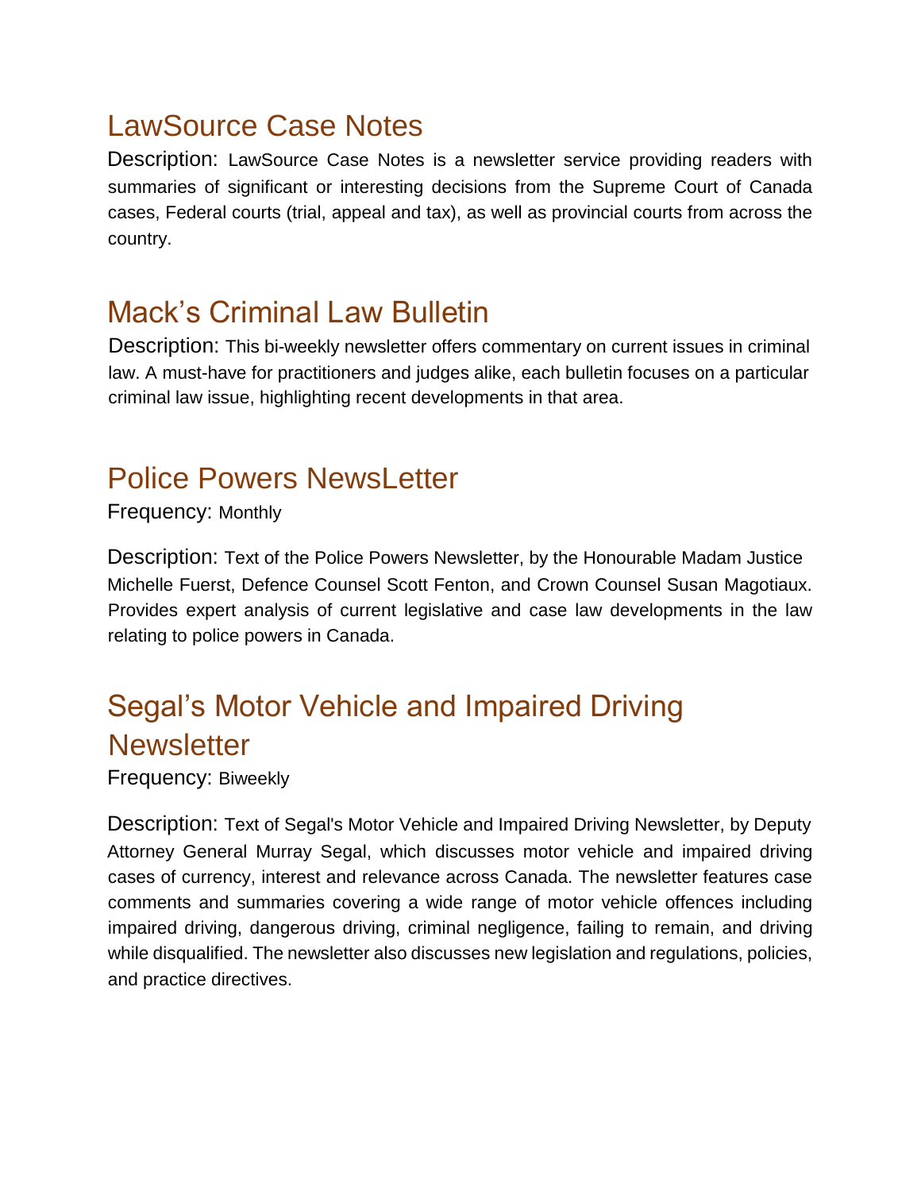## LawSource Case Notes

Description: LawSource Case Notes is a newsletter service providing readers with summaries of significant or interesting decisions from the Supreme Court of Canada cases, Federal courts (trial, appeal and tax), as well as provincial courts from across the country.

## Mack's Criminal Law Bulletin

Description: This bi-weekly newsletter offers commentary on current issues in criminal law. A must-have for practitioners and judges alike, each bulletin focuses on a particular criminal law issue, highlighting recent developments in that area.

## Police Powers NewsLetter

Frequency: Monthly

Description: Text of the Police Powers Newsletter, by the Honourable Madam Justice Michelle Fuerst, Defence Counsel Scott Fenton, and Crown Counsel Susan Magotiaux. Provides expert analysis of current legislative and case law developments in the law relating to police powers in Canada.

## Segal's Motor Vehicle and Impaired Driving Newsletter

Frequency: Biweekly

Description: Text of Segal's Motor Vehicle and Impaired Driving Newsletter, by Deputy Attorney General Murray Segal, which discusses motor vehicle and impaired driving cases of currency, interest and relevance across Canada. The newsletter features case comments and summaries covering a wide range of motor vehicle offences including impaired driving, dangerous driving, criminal negligence, failing to remain, and driving while disqualified. The newsletter also discusses new legislation and regulations, policies, and practice directives.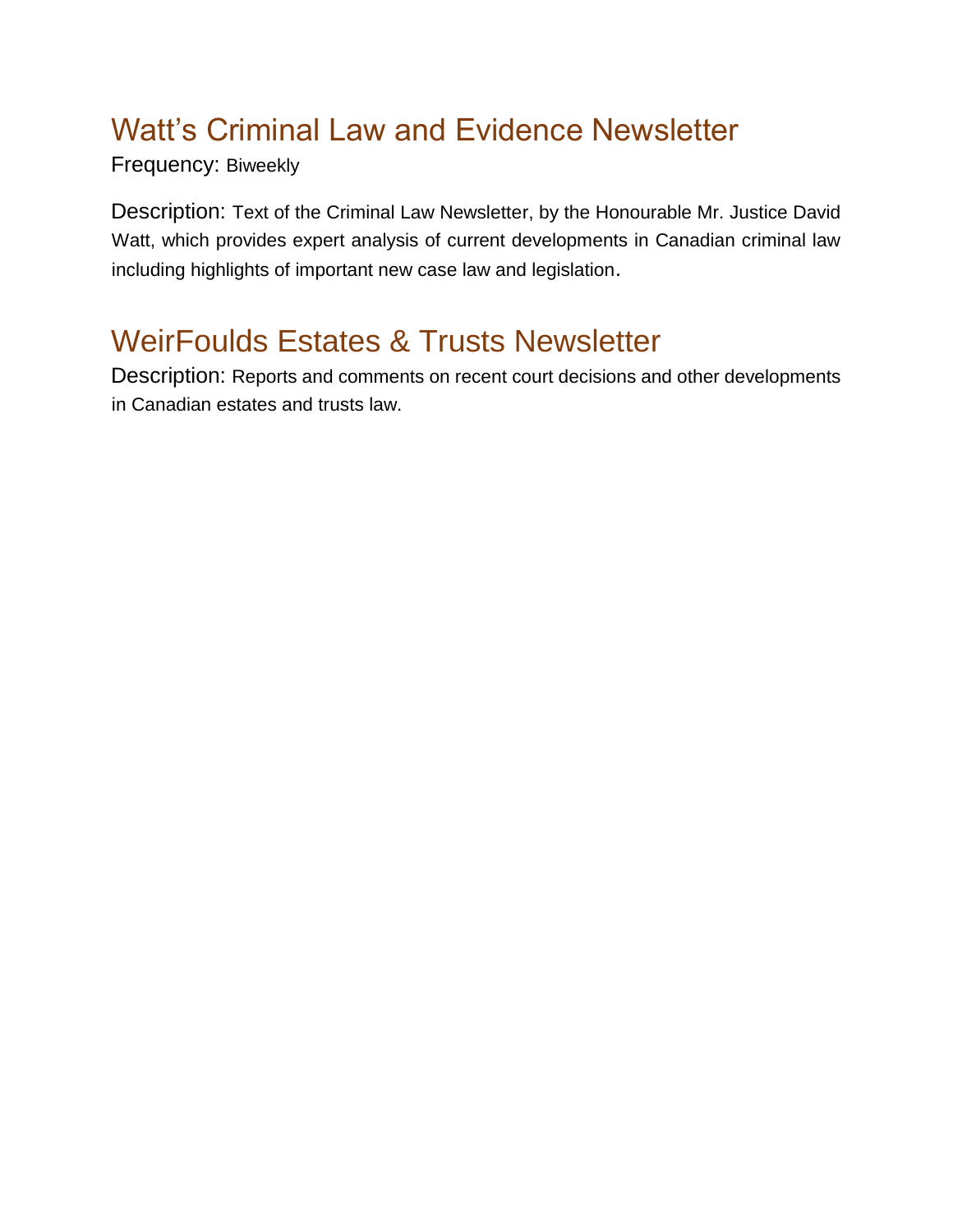## Watt's Criminal Law and Evidence Newsletter

Frequency: Biweekly

Description: Text of the Criminal Law Newsletter, by the Honourable Mr. Justice David Watt, which provides expert analysis of current developments in Canadian criminal law including highlights of important new case law and legislation.

## WeirFoulds Estates & Trusts Newsletter

Description: Reports and comments on recent court decisions and other developments in Canadian estates and trusts law.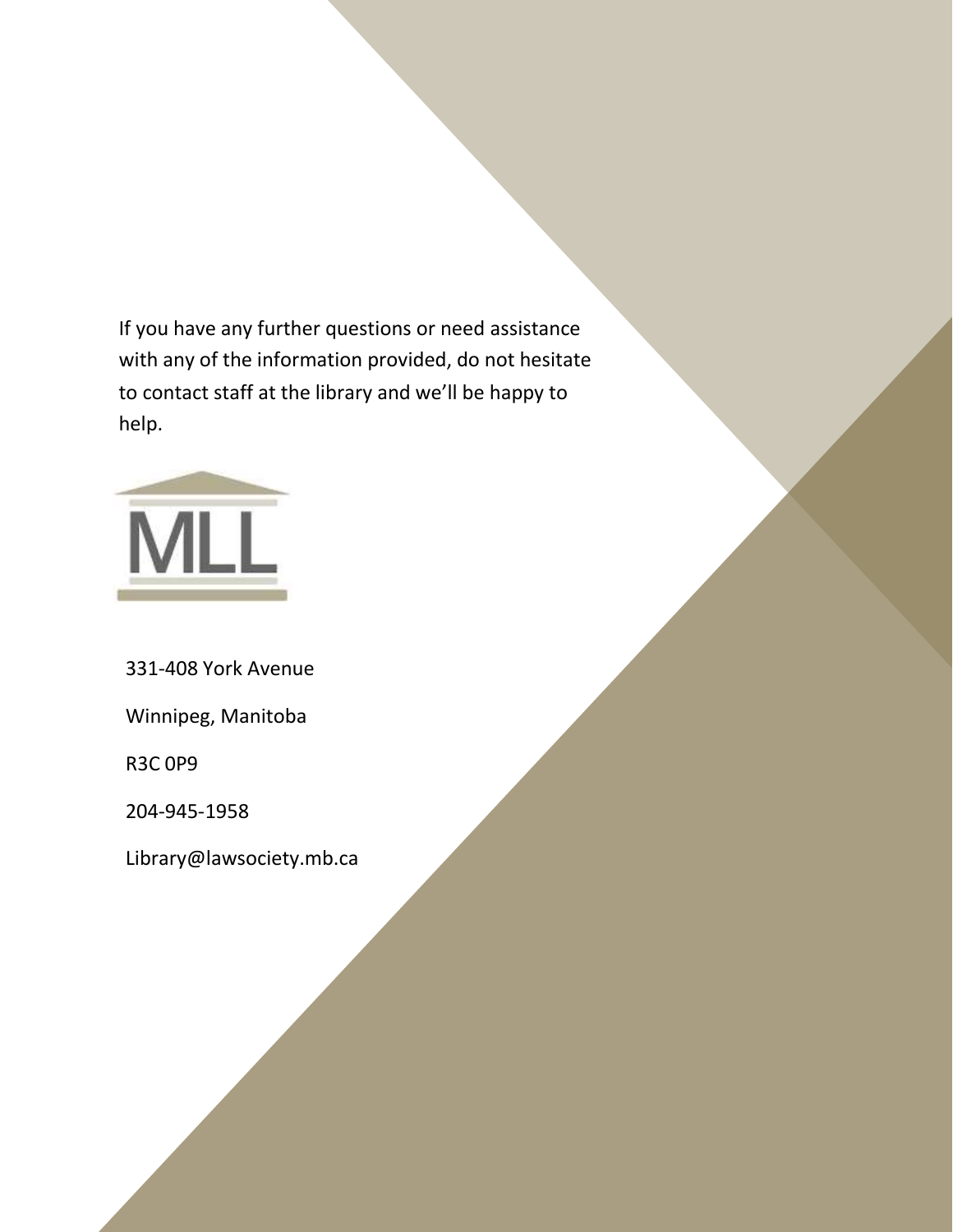If you have any further questions or need assistance with any of the information provided, do not hesitate to contact staff at the library and we'll be happy to help.

MLL

331-408 York Avenue

Winnipeg, Manitoba

R3C 0P9

204-945-1958

Library@lawsociety.mb.ca